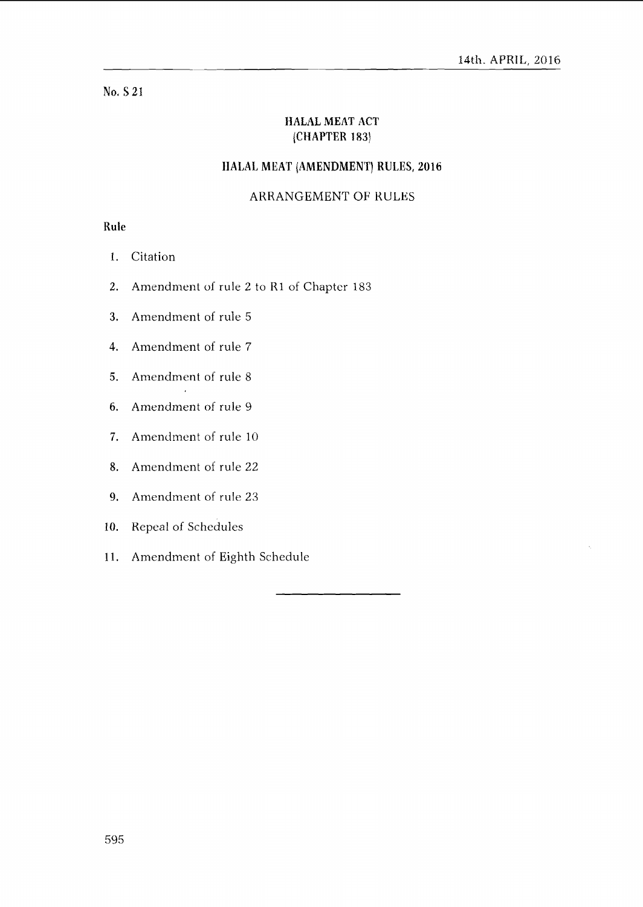14th. APRIL, 2016

No. S 21

## HALAL MEAT ACT
## (CHAPTER 183)

## HALAL MEAT (AMENDMENT) RULES, 2016

### ARRANGEMENT OF RULES

**Rule**

1. Citation
2. Amendment of rule 2 to R1 of Chapter 183
3. Amendment of rule 5
4. Amendment of rule 7
5. Amendment of rule 8
6. Amendment of rule 9
7. Amendment of rule 10
8. Amendment of rule 22
9. Amendment of rule 23
10. Repeal of Schedules
11. Amendment of Eighth Schedule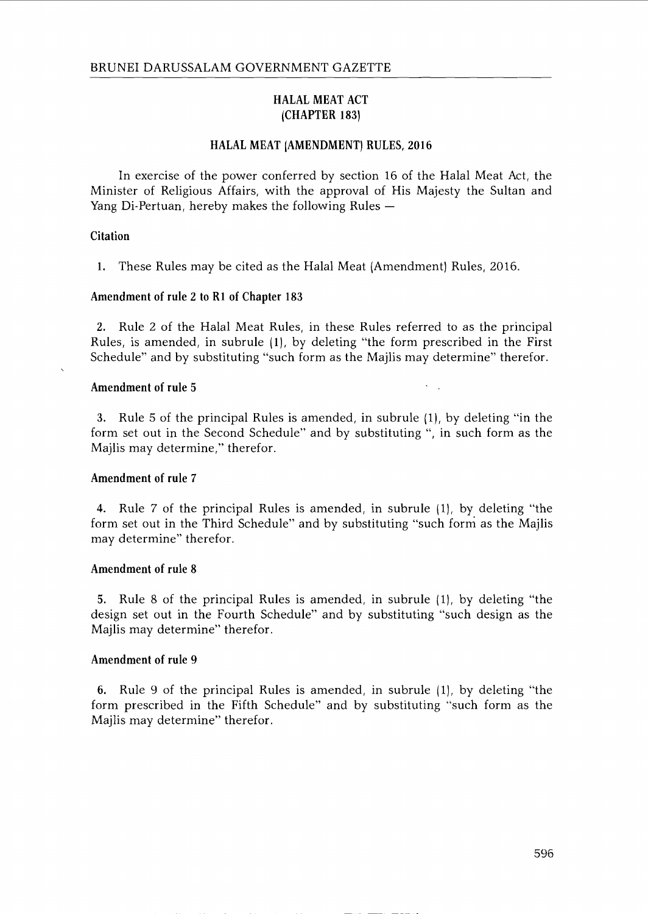# HALAL MEAT ACT
# (CHAPTER 183)

## HALAL MEAT (AMENDMENT) RULES, 2016

In exercise of the power conferred by section 16 of the Halal Meat Act, the Minister of Religious Affairs, with the approval of His Majesty the Sultan and Yang Di-Pertuan, hereby makes the following Rules —

### Citation

1. These Rules may be cited as the Halal Meat (Amendment) Rules, 2016.

### Amendment of rule 2 to R1 of Chapter 183

2. Rule 2 of the Halal Meat Rules, in these Rules referred to as the principal Rules, is amended, in subrule (1), by deleting "the form prescribed in the First Schedule" and by substituting "such form as the Majlis may determine" therefor.

### Amendment of rule 5

3. Rule 5 of the principal Rules is amended, in subrule (1), by deleting "in the form set out in the Second Schedule" and by substituting ", in such form as the Majlis may determine," therefor.

### Amendment of rule 7

4. Rule 7 of the principal Rules is amended, in subrule (1), by deleting "the form set out in the Third Schedule" and by substituting "such form as the Majlis may determine" therefor.

### Amendment of rule 8

5. Rule 8 of the principal Rules is amended, in subrule (1), by deleting "the design set out in the Fourth Schedule" and by substituting "such design as the Majlis may determine" therefor.

### Amendment of rule 9

6. Rule 9 of the principal Rules is amended, in subrule (1), by deleting "the form prescribed in the Fifth Schedule" and by substituting "such form as the Majlis may determine" therefor.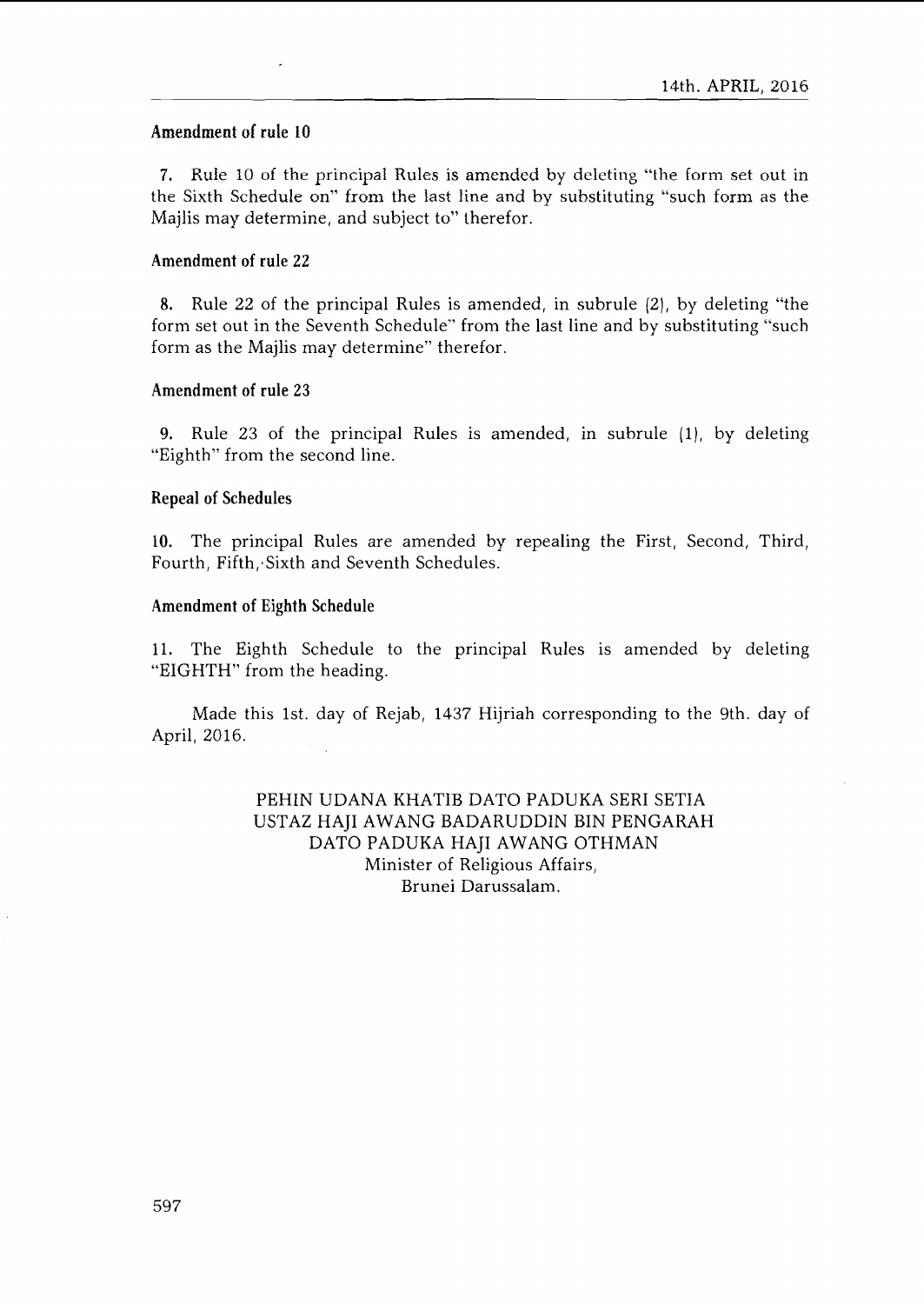### Amendment of rule 10

**7.** Rule 10 of the principal Rules is amended by deleting "the form set out in the Sixth Schedule on" from the last line and by substituting "such form as the Majlis may determine, and subject to" therefor.

### Amendment of rule 22

**8.** Rule 22 of the principal Rules is amended, in subrule (2), by deleting "the form set out in the Seventh Schedule" from the last line and by substituting "such form as the Majlis may determine" therefor.

### Amendment of rule 23

**9.** Rule 23 of the principal Rules is amended, in subrule (1), by deleting "Eighth" from the second line.

### Repeal of Schedules

**10.** The principal Rules are amended by repealing the First, Second, Third, Fourth, Fifth, Sixth and Seventh Schedules.

### Amendment of Eighth Schedule

**11.** The Eighth Schedule to the principal Rules is amended by deleting "EIGHTH" from the heading.

Made this 1st. day of Rejab, 1437 Hijriah corresponding to the 9th. day of April, 2016.

PEHIN UDANA KHATIB DATO PADUKA SERI SETIA
USTAZ HAJI AWANG BADARUDDIN BIN PENGARAH
DATO PADUKA HAJI AWANG OTHMAN
Minister of Religious Affairs,
Brunei Darussalam.